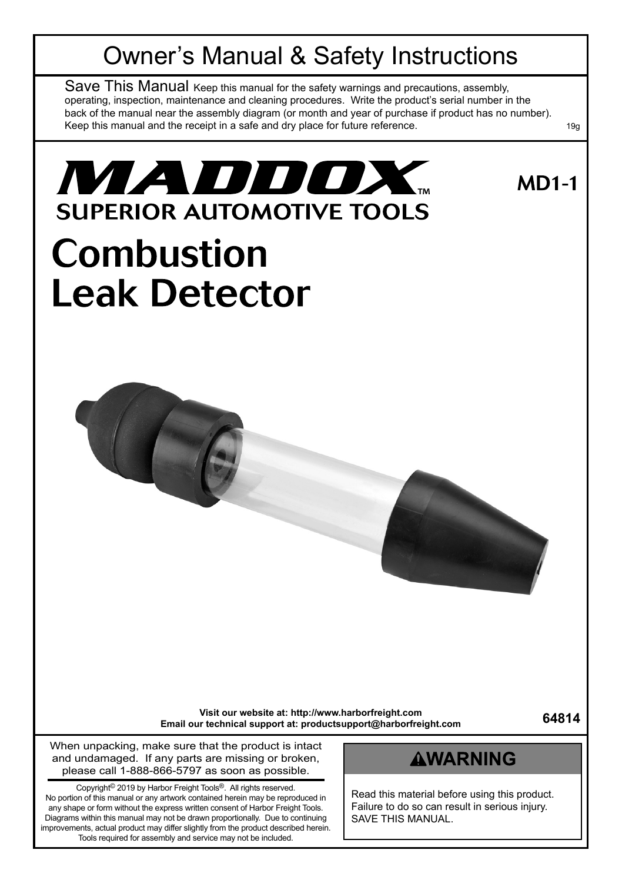# Owner's Manual & Safety Instructions

Save This Manual Keep this manual for the safety warnings and precautions, assembly, operating, inspection, maintenance and cleaning procedures. Write the product's serial number in the back of the manual near the assembly diagram (or month and year of purchase if product has no number). Keep this manual and the receipt in a safe and dry place for future reference.

19g

**MADDOX™**
**SUPERIOR AUTOMOTIVE TOOLS**

**MD1-1**

# Combustion Leak Detector

**Visit our website at: http://www.harborfreight.com**
**Email our technical support at: productsupport@harborfreight.com**

**64814**

When unpacking, make sure that the product is intact and undamaged. If any parts are missing or broken, please call 1-888-866-5797 as soon as possible.

Copyright© 2019 by Harbor Freight Tools®. All rights reserved. No portion of this manual or any artwork contained herein may be reproduced in any shape or form without the express written consent of Harbor Freight Tools. Diagrams within this manual may not be drawn proportionally. Due to continuing improvements, actual product may differ slightly from the product described herein. Tools required for assembly and service may not be included.

## ⚠WARNING

Read this material before using this product. Failure to do so can result in serious injury. SAVE THIS MANUAL.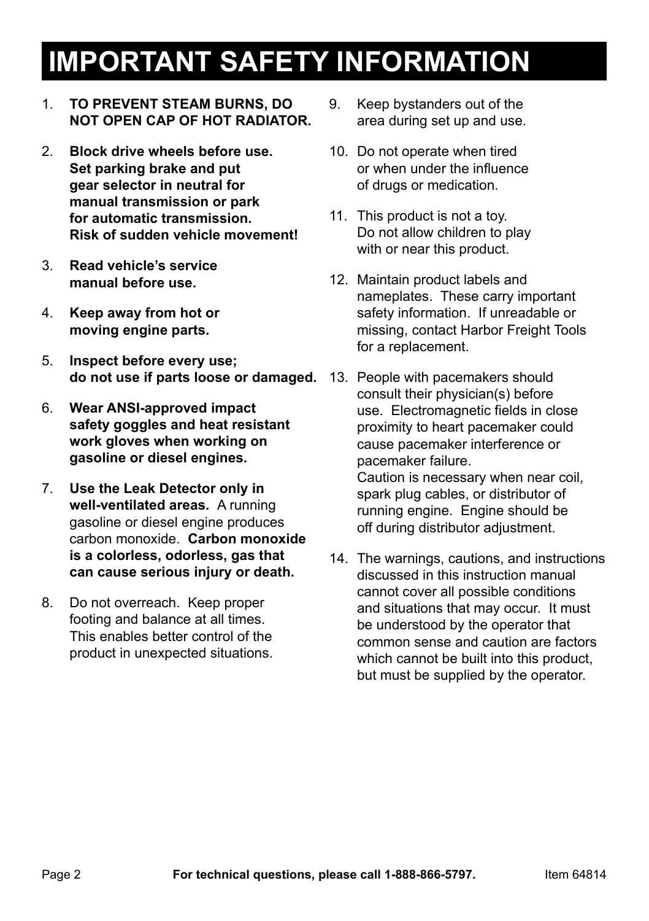# IMPORTANT SAFETY INFORMATION

1. **TO PREVENT STEAM BURNS, DO NOT OPEN CAP OF HOT RADIATOR.**
2. **Block drive wheels before use. Set parking brake and put gear selector in neutral for manual transmission or park for automatic transmission. Risk of sudden vehicle movement!**
3. **Read vehicle's service manual before use.**
4. **Keep away from hot or moving engine parts.**
5. **Inspect before every use; do not use if parts loose or damaged.**
6. **Wear ANSI-approved impact safety goggles and heat resistant work gloves when working on gasoline or diesel engines.**
7. **Use the Leak Detector only in well-ventilated areas.** A running gasoline or diesel engine produces carbon monoxide. **Carbon monoxide is a colorless, odorless, gas that can cause serious injury or death.**
8. Do not overreach. Keep proper footing and balance at all times. This enables better control of the product in unexpected situations.
9. Keep bystanders out of the area during set up and use.
10. Do not operate when tired or when under the influence of drugs or medication.
11. This product is not a toy. Do not allow children to play with or near this product.
12. Maintain product labels and nameplates. These carry important safety information. If unreadable or missing, contact Harbor Freight Tools for a replacement.
13. People with pacemakers should consult their physician(s) before use. Electromagnetic fields in close proximity to heart pacemaker could cause pacemaker interference or pacemaker failure.
    Caution is necessary when near coil, spark plug cables, or distributor of running engine. Engine should be off during distributor adjustment.
14. The warnings, cautions, and instructions discussed in this instruction manual cannot cover all possible conditions and situations that may occur. It must be understood by the operator that common sense and caution are factors which cannot be built into this product, but must be supplied by the operator.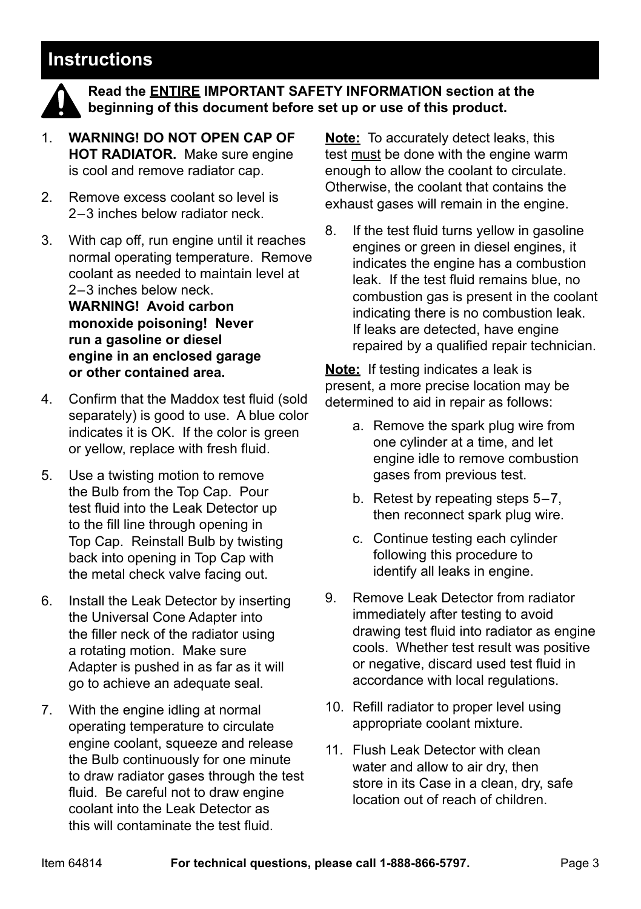# Instructions

**Read the ENTIRE IMPORTANT SAFETY INFORMATION section at the beginning of this document before set up or use of this product.**

1. **WARNING! DO NOT OPEN CAP OF HOT RADIATOR.** Make sure engine is cool and remove radiator cap.
2. Remove excess coolant so level is 2–3 inches below radiator neck.
3. With cap off, run engine until it reaches normal operating temperature. Remove coolant as needed to maintain level at 2–3 inches below neck.
   **WARNING! Avoid carbon monoxide poisoning! Never run a gasoline or diesel engine in an enclosed garage or other contained area.**
4. Confirm that the Maddox test fluid (sold separately) is good to use. A blue color indicates it is OK. If the color is green or yellow, replace with fresh fluid.
5. Use a twisting motion to remove the Bulb from the Top Cap. Pour test fluid into the Leak Detector up to the fill line through opening in Top Cap. Reinstall Bulb by twisting back into opening in Top Cap with the metal check valve facing out.
6. Install the Leak Detector by inserting the Universal Cone Adapter into the filler neck of the radiator using a rotating motion. Make sure Adapter is pushed in as far as it will go to achieve an adequate seal.
7. With the engine idling at normal operating temperature to circulate engine coolant, squeeze and release the Bulb continuously for one minute to draw radiator gases through the test fluid. Be careful not to draw engine coolant into the Leak Detector as this will contaminate the test fluid.

**Note:** To accurately detect leaks, this test must be done with the engine warm enough to allow the coolant to circulate. Otherwise, the coolant that contains the exhaust gases will remain in the engine.

8. If the test fluid turns yellow in gasoline engines or green in diesel engines, it indicates the engine has a combustion leak. If the test fluid remains blue, no combustion gas is present in the coolant indicating there is no combustion leak. If leaks are detected, have engine repaired by a qualified repair technician.

**Note:** If testing indicates a leak is present, a more precise location may be determined to aid in repair as follows:

   a. Remove the spark plug wire from one cylinder at a time, and let engine idle to remove combustion gases from previous test.
   b. Retest by repeating steps 5–7, then reconnect spark plug wire.
   c. Continue testing each cylinder following this procedure to identify all leaks in engine.

9. Remove Leak Detector from radiator immediately after testing to avoid drawing test fluid into radiator as engine cools. Whether test result was positive or negative, discard used test fluid in accordance with local regulations.
10. Refill radiator to proper level using appropriate coolant mixture.
11. Flush Leak Detector with clean water and allow to air dry, then store in its Case in a clean, dry, safe location out of reach of children.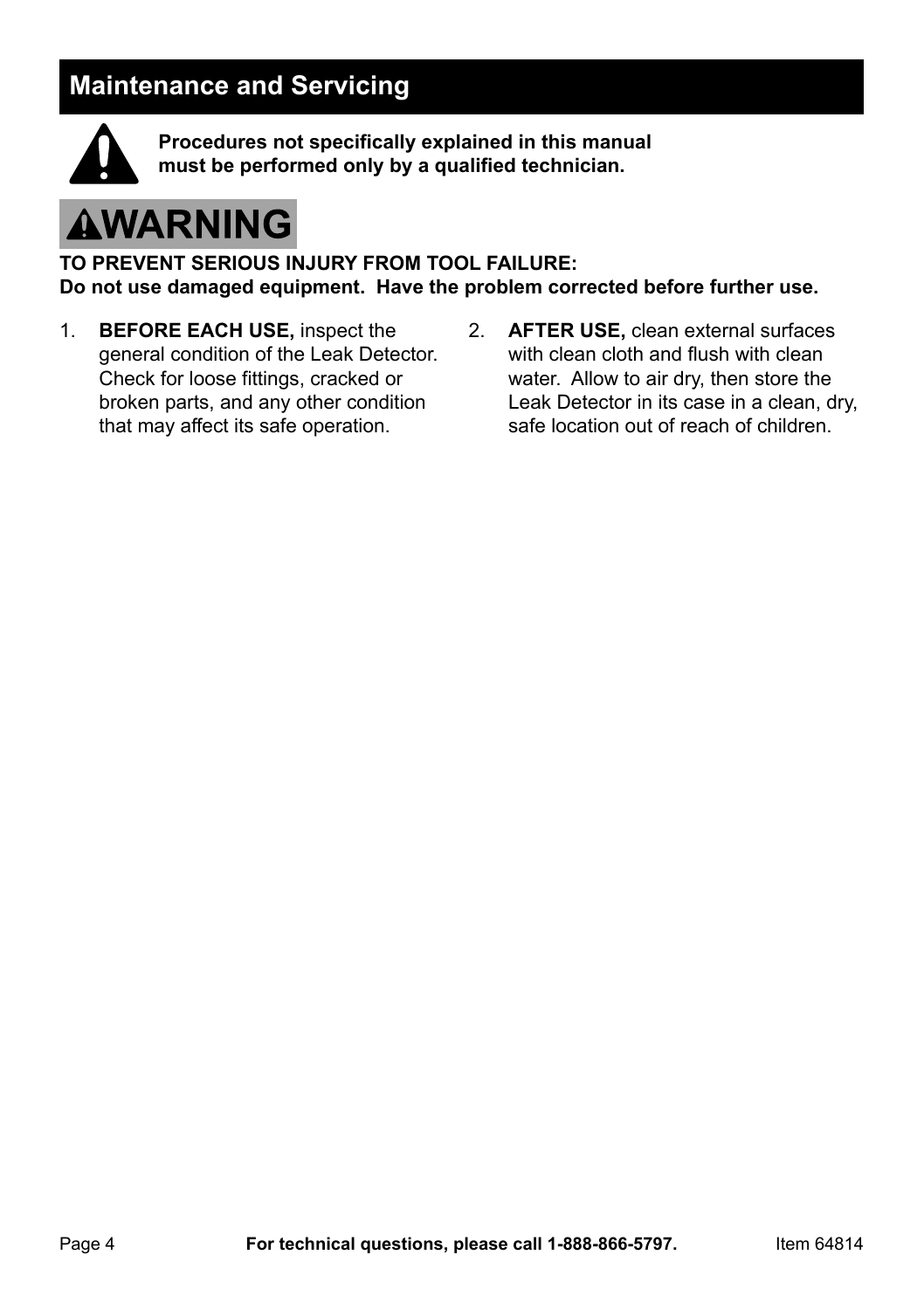## Maintenance and Servicing

**Procedures not specifically explained in this manual must be performed only by a qualified technician.**

**⚠WARNING**

**TO PREVENT SERIOUS INJURY FROM TOOL FAILURE:**
**Do not use damaged equipment. Have the problem corrected before further use.**

1. **BEFORE EACH USE,** inspect the general condition of the Leak Detector. Check for loose fittings, cracked or broken parts, and any other condition that may affect its safe operation.
2. **AFTER USE,** clean external surfaces with clean cloth and flush with clean water. Allow to air dry, then store the Leak Detector in its case in a clean, dry, safe location out of reach of children.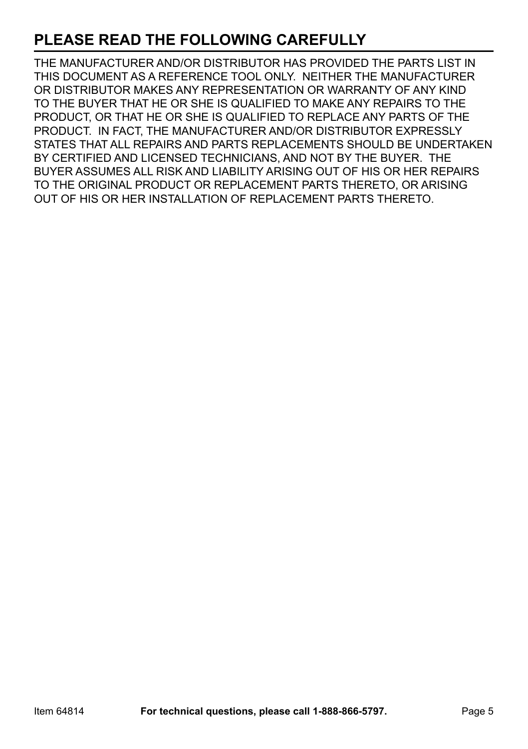## PLEASE READ THE FOLLOWING CAREFULLY

THE MANUFACTURER AND/OR DISTRIBUTOR HAS PROVIDED THE PARTS LIST IN THIS DOCUMENT AS A REFERENCE TOOL ONLY. NEITHER THE MANUFACTURER OR DISTRIBUTOR MAKES ANY REPRESENTATION OR WARRANTY OF ANY KIND TO THE BUYER THAT HE OR SHE IS QUALIFIED TO MAKE ANY REPAIRS TO THE PRODUCT, OR THAT HE OR SHE IS QUALIFIED TO REPLACE ANY PARTS OF THE PRODUCT. IN FACT, THE MANUFACTURER AND/OR DISTRIBUTOR EXPRESSLY STATES THAT ALL REPAIRS AND PARTS REPLACEMENTS SHOULD BE UNDERTAKEN BY CERTIFIED AND LICENSED TECHNICIANS, AND NOT BY THE BUYER. THE BUYER ASSUMES ALL RISK AND LIABILITY ARISING OUT OF HIS OR HER REPAIRS TO THE ORIGINAL PRODUCT OR REPLACEMENT PARTS THERETO, OR ARISING OUT OF HIS OR HER INSTALLATION OF REPLACEMENT PARTS THERETO.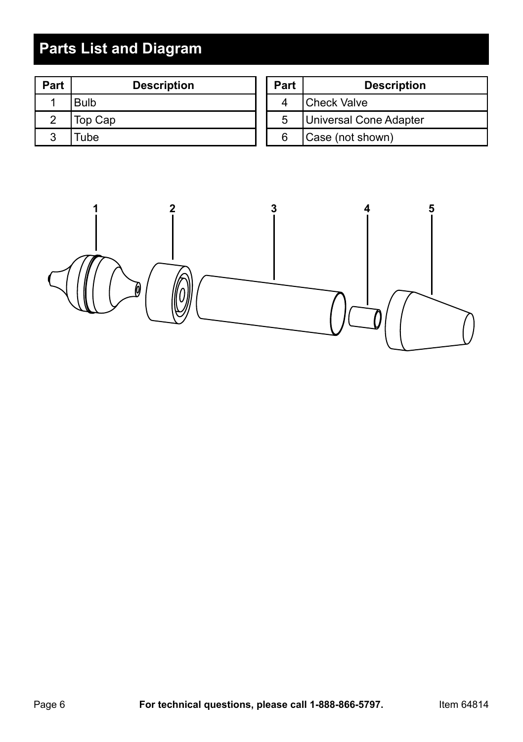## Parts List and Diagram

| Part | Description |
|---|---|
| 1 | Bulb |
| 2 | Top Cap |
| 3 | Tube |

| Part | Description |
|---|---|
| 4 | Check Valve |
| 5 | Universal Cone Adapter |
| 6 | Case (not shown) |

1 2 3 4 5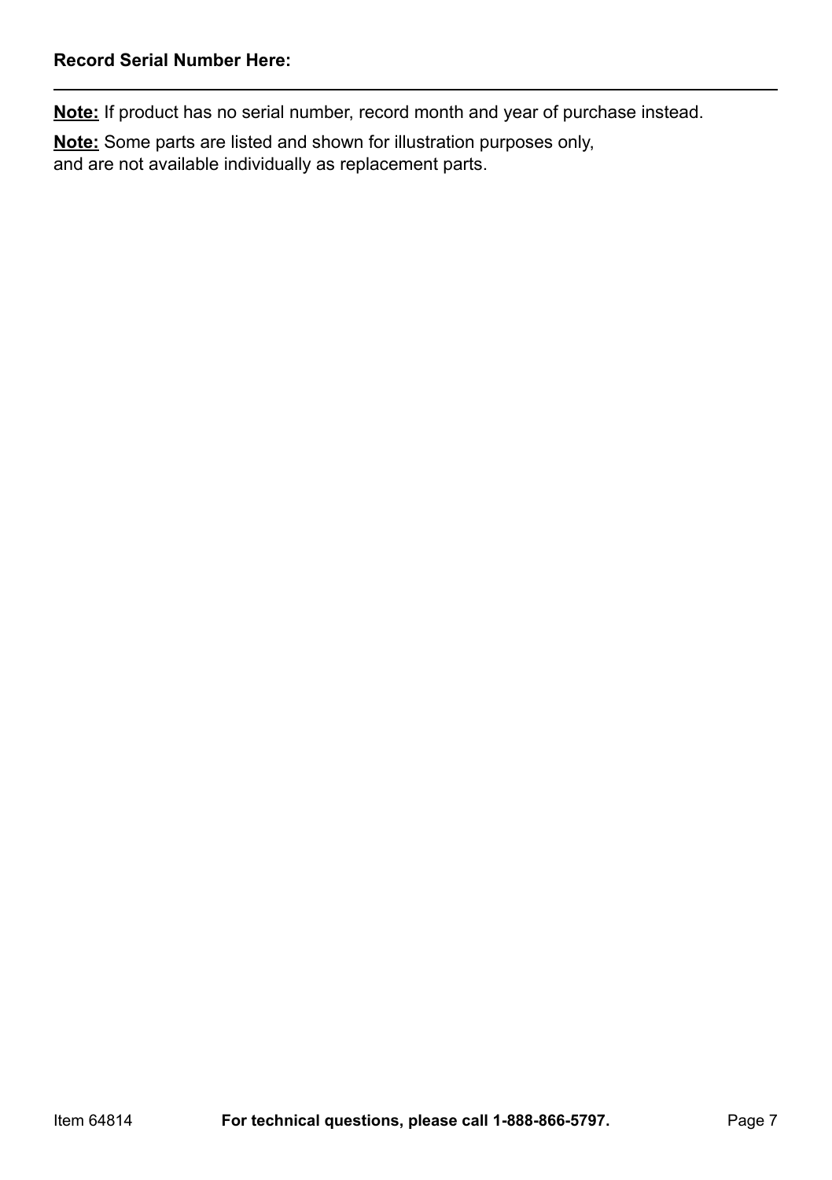**Record Serial Number Here:**

---

**Note:** If product has no serial number, record month and year of purchase instead.

**Note:** Some parts are listed and shown for illustration purposes only, and are not available individually as replacement parts.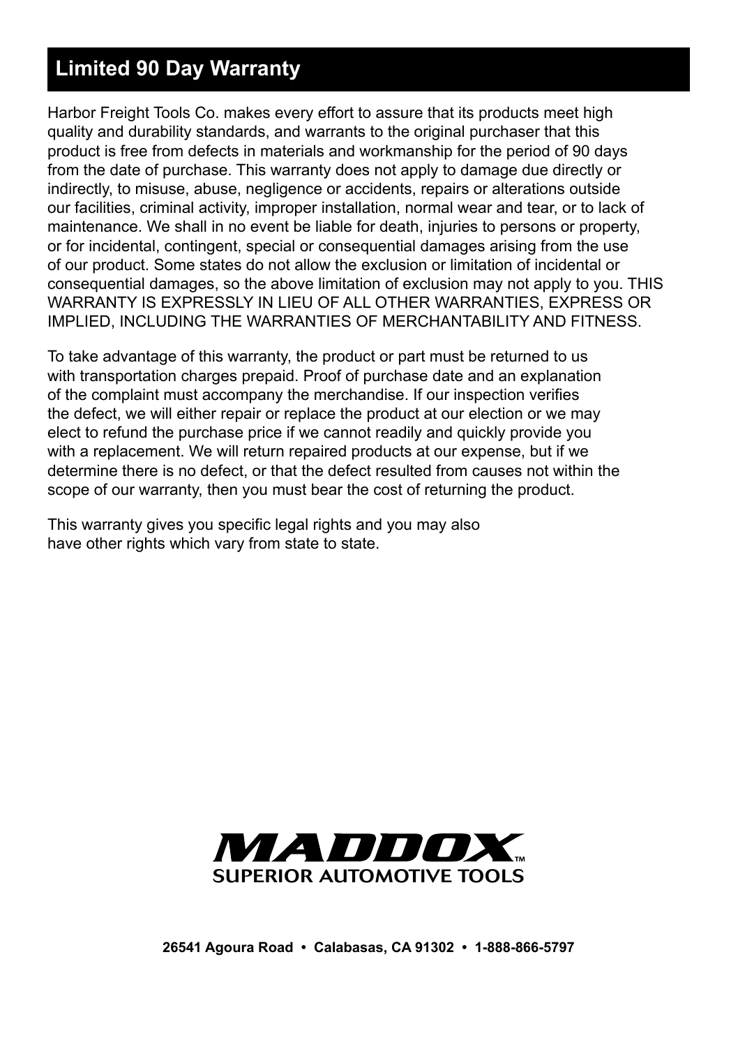## Limited 90 Day Warranty

Harbor Freight Tools Co. makes every effort to assure that its products meet high quality and durability standards, and warrants to the original purchaser that this product is free from defects in materials and workmanship for the period of 90 days from the date of purchase. This warranty does not apply to damage due directly or indirectly, to misuse, abuse, negligence or accidents, repairs or alterations outside our facilities, criminal activity, improper installation, normal wear and tear, or to lack of maintenance. We shall in no event be liable for death, injuries to persons or property, or for incidental, contingent, special or consequential damages arising from the use of our product. Some states do not allow the exclusion or limitation of incidental or consequential damages, so the above limitation of exclusion may not apply to you. THIS WARRANTY IS EXPRESSLY IN LIEU OF ALL OTHER WARRANTIES, EXPRESS OR IMPLIED, INCLUDING THE WARRANTIES OF MERCHANTABILITY AND FITNESS.

To take advantage of this warranty, the product or part must be returned to us with transportation charges prepaid. Proof of purchase date and an explanation of the complaint must accompany the merchandise. If our inspection verifies the defect, we will either repair or replace the product at our election or we may elect to refund the purchase price if we cannot readily and quickly provide you with a replacement. We will return repaired products at our expense, but if we determine there is no defect, or that the defect resulted from causes not within the scope of our warranty, then you must bear the cost of returning the product.

This warranty gives you specific legal rights and you may also have other rights which vary from state to state.

MADDOX™
SUPERIOR AUTOMOTIVE TOOLS

**26541 Agoura Road • Calabasas, CA 91302 • 1-888-866-5797**